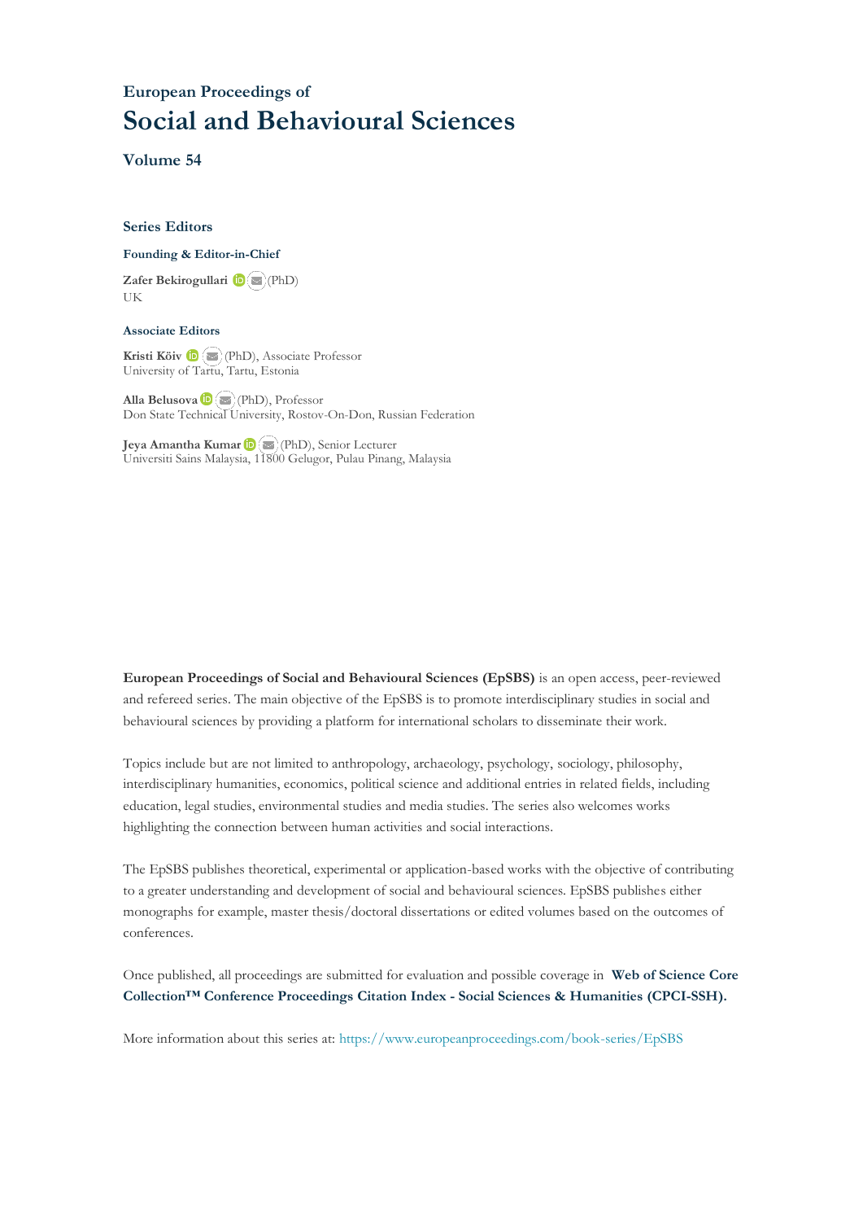European Proceedings of

# Social and Behavioural Sciences

## Volume 54

### Series Editors

**Founding & Editor-in-Chief**

**Zafer Bekirogullari** (PhD)
UK

**Associate Editors**

**Kristi Köiv** (PhD), Associate Professor
University of Tartu, Tartu, Estonia

**Alla Belusova** (PhD), Professor
Don State Technical University, Rostov-On-Don, Russian Federation

**Jeya Amantha Kumar** (PhD), Senior Lecturer
Universiti Sains Malaysia, 11800 Gelugor, Pulau Pinang, Malaysia

**European Proceedings of Social and Behavioural Sciences (EpSBS)** is an open access, peer-reviewed and refereed series. The main objective of the EpSBS is to promote interdisciplinary studies in social and behavioural sciences by providing a platform for international scholars to disseminate their work.

Topics include but are not limited to anthropology, archaeology, psychology, sociology, philosophy, interdisciplinary humanities, economics, political science and additional entries in related fields, including education, legal studies, environmental studies and media studies. The series also welcomes works highlighting the connection between human activities and social interactions.

The EpSBS publishes theoretical, experimental or application-based works with the objective of contributing to a greater understanding and development of social and behavioural sciences. EpSBS publishes either monographs for example, master thesis/doctoral dissertations or edited volumes based on the outcomes of conferences.

Once published, all proceedings are submitted for evaluation and possible coverage in **Web of Science Core Collection™ Conference Proceedings Citation Index - Social Sciences & Humanities (CPCI-SSH).**

More information about this series at: https://www.europeanproceedings.com/book-series/EpSBS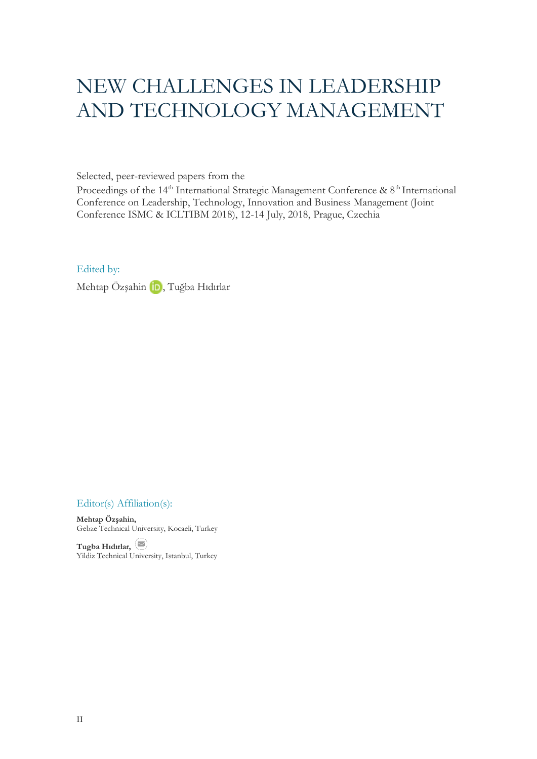# NEW CHALLENGES IN LEADERSHIP AND TECHNOLOGY MANAGEMENT

Selected, peer-reviewed papers from the
Proceedings of the 14th International Strategic Management Conference & 8th International Conference on Leadership, Technology, Innovation and Business Management (Joint Conference ISMC & ICLTIBM 2018), 12-14 July, 2018, Prague, Czechia

Edited by:

Mehtap Özşahin, Tuğba Hıdırlar

Editor(s) Affiliation(s):

**Mehtap Özşahin,**
Gebze Technical University, Kocaeli, Turkey

**Tugba Hıdırlar,**
Yildiz Technical University, Istanbul, Turkey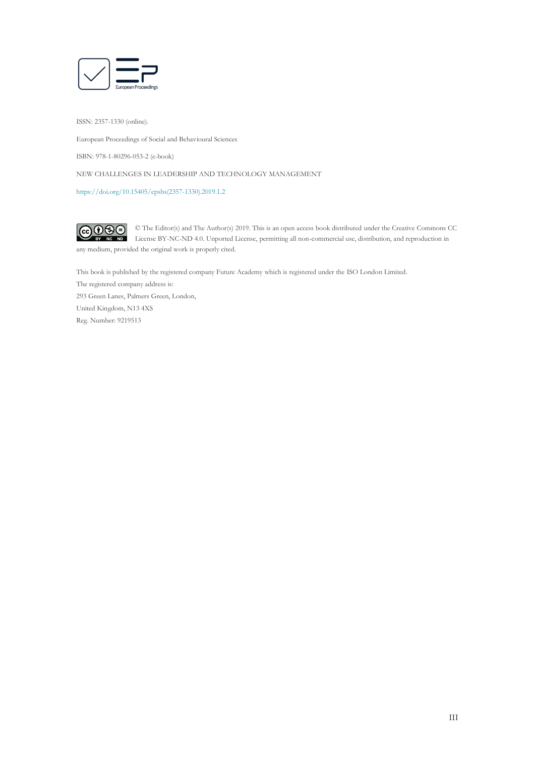ISSN: 2357-1330 (online).

European Proceedings of Social and Behavioural Sciences

ISBN: 978-1-80296-053-2 (e-book)

NEW CHALLENGES IN LEADERSHIP AND TECHNOLOGY MANAGEMENT

https://doi.org/10.15405/epsbs(2357-1330).2019.1.2

© The Editor(s) and The Author(s) 2019. This is an open access book distributed under the Creative Commons CC License BY-NC-ND 4.0. Unported License, permitting all non-commercial use, distribution, and reproduction in any medium, provided the original work is properly cited.

This book is published by the registered company Future Academy which is registered under the ISO London Limited.
The registered company address is:
293 Green Lanes, Palmers Green, London,
United Kingdom, N13 4XS
Reg. Number: 9219513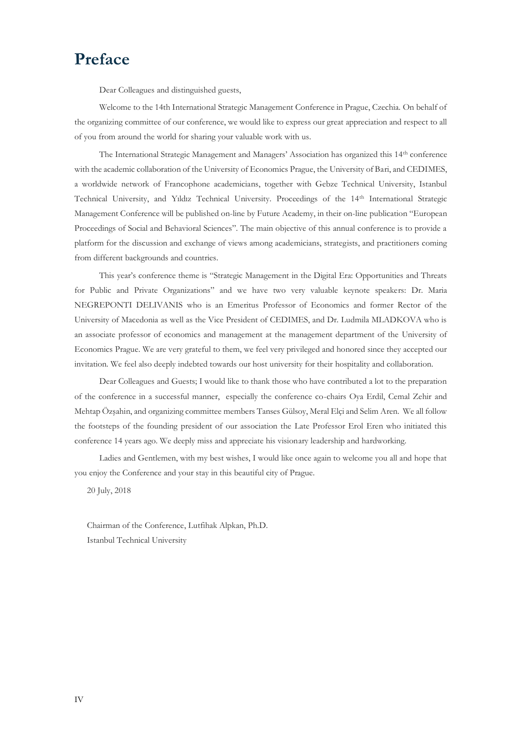# Preface

Dear Colleagues and distinguished guests,

Welcome to the 14th International Strategic Management Conference in Prague, Czechia. On behalf of the organizing committee of our conference, we would like to express our great appreciation and respect to all of you from around the world for sharing your valuable work with us.

The International Strategic Management and Managers' Association has organized this 14th conference with the academic collaboration of the University of Economics Prague, the University of Bari, and CEDIMES, a worldwide network of Francophone academicians, together with Gebze Technical University, Istanbul Technical University, and Yıldız Technical University. Proceedings of the 14th International Strategic Management Conference will be published on-line by Future Academy, in their on-line publication "European Proceedings of Social and Behavioral Sciences". The main objective of this annual conference is to provide a platform for the discussion and exchange of views among academicians, strategists, and practitioners coming from different backgrounds and countries.

This year's conference theme is "Strategic Management in the Digital Era: Opportunities and Threats for Public and Private Organizations" and we have two very valuable keynote speakers: Dr. Maria NEGREPONTI DELIVANIS who is an Emeritus Professor of Economics and former Rector of the University of Macedonia as well as the Vice President of CEDIMES, and Dr. Ludmila MLADKOVA who is an associate professor of economics and management at the management department of the University of Economics Prague. We are very grateful to them, we feel very privileged and honored since they accepted our invitation. We feel also deeply indebted towards our host university for their hospitality and collaboration.

Dear Colleagues and Guests; I would like to thank those who have contributed a lot to the preparation of the conference in a successful manner, especially the conference co-chairs Oya Erdil, Cemal Zehir and Mehtap Özşahin, and organizing committee members Tanses Gülsoy, Meral Elçi and Selim Aren. We all follow the footsteps of the founding president of our association the Late Professor Erol Eren who initiated this conference 14 years ago. We deeply miss and appreciate his visionary leadership and hardworking.

Ladies and Gentlemen, with my best wishes, I would like once again to welcome you all and hope that you enjoy the Conference and your stay in this beautiful city of Prague.

20 July, 2018

Chairman of the Conference, Lutfihak Alpkan, Ph.D.
Istanbul Technical University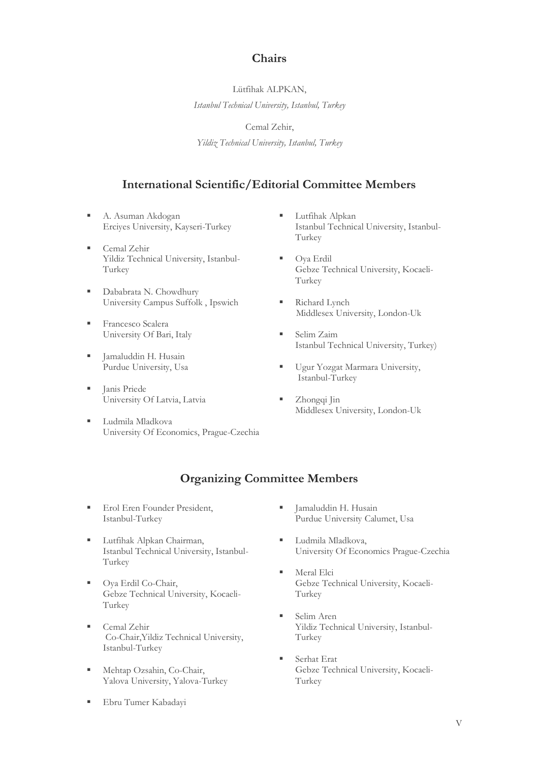## Chairs

Lütfihak ALPKAN,

*Istanbul Technical University, Istanbul, Turkey*

Cemal Zehir,

*Yildiz Technical University, Istanbul, Turkey*

## International Scientific/Editorial Committee Members

- A. Asuman Akdogan
  Erciyes University, Kayseri-Turkey
- Cemal Zehir
  Yildiz Technical University, Istanbul-Turkey
- Dababrata N. Chowdhury
  University Campus Suffolk , Ipswich
- Francesco Scalera
  University Of Bari, Italy
- Jamaluddin H. Husain
  Purdue University, Usa
- Janis Priede
  University Of Latvia, Latvia
- Ludmila Mladkova
  University Of Economics, Prague-Czechia
- Lutfihak Alpkan
  Istanbul Technical University, Istanbul-Turkey
- Oya Erdil
  Gebze Technical University, Kocaeli-Turkey
- Richard Lynch
  Middlesex University, London-Uk
- Selim Zaim
  Istanbul Technical University, Turkey)
- Ugur Yozgat Marmara University, Istanbul-Turkey
- Zhongqi Jin
  Middlesex University, London-Uk

## Organizing Committee Members

- Erol Eren Founder President,
  Istanbul-Turkey
- Lutfihak Alpkan Chairman,
  Istanbul Technical University, Istanbul-Turkey
- Oya Erdil Co-Chair,
  Gebze Technical University, Kocaeli-Turkey
- Cemal Zehir
  Co-Chair,Yildiz Technical University, Istanbul-Turkey
- Mehtap Ozsahin, Co-Chair,
  Yalova University, Yalova-Turkey
- Ebru Tumer Kabadayi
- Jamaluddin H. Husain
  Purdue University Calumet, Usa
- Ludmila Mladkova,
  University Of Economics Prague-Czechia
- Meral Elci
  Gebze Technical University, Kocaeli-Turkey
- Selim Aren
  Yildiz Technical University, Istanbul-Turkey
- Serhat Erat
  Gebze Technical University, Kocaeli-Turkey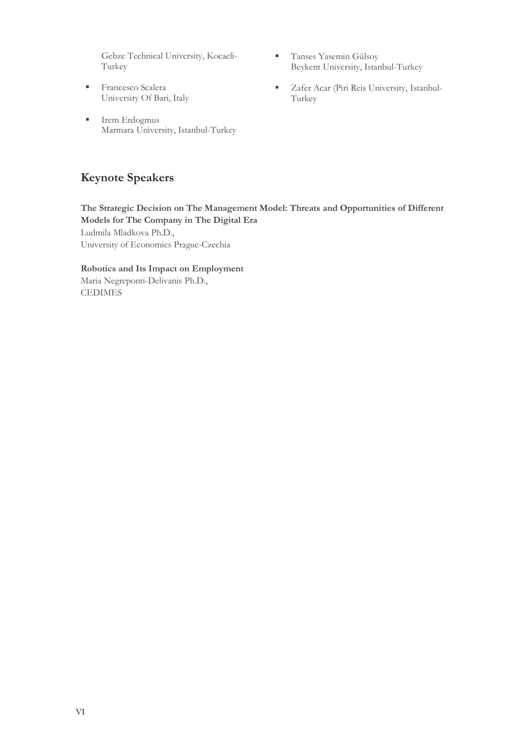Gebze Technical University, Kocaeli-Turkey

- Francesco Scalera
  University Of Bari, Italy
- Irem Erdogmus
  Marmara University, Istanbul-Turkey
- Tanses Yasemin Gülsoy
  Beykent University, Istanbul-Turkey
- Zafer Acar (Piri Reis University, Istanbul-Turkey

## Keynote Speakers

**The Strategic Decision on The Management Model: Threats and Opportunities of Different Models for The Company in The Digital Era**
Ludmila Mladkova Ph.D.,
University of Economics Prague-Czechia

**Robotics and Its Impact on Employment**
Maria Negreponti-Delivanis Ph.D.,
CEDIMES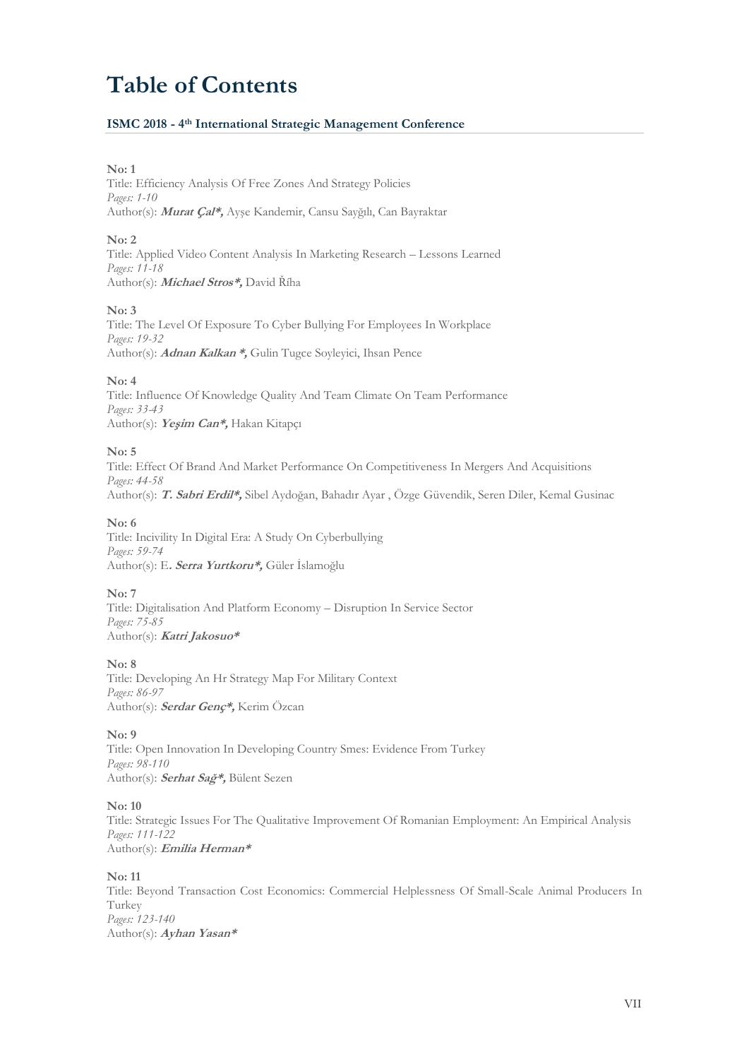# Table of Contents

**ISMC 2018 - 4th International Strategic Management Conference**

**No: 1**
Title: Efficiency Analysis Of Free Zones And Strategy Policies
*Pages: 1-10*
Author(s): ***Murat Çal\*,*** Ayşe Kandemir, Cansu Sayğılı, Can Bayraktar

**No: 2**
Title: Applied Video Content Analysis In Marketing Research – Lessons Learned
*Pages: 11-18*
Author(s): ***Michael Stros\*,*** David Říha

**No: 3**
Title: The Level Of Exposure To Cyber Bullying For Employees In Workplace
*Pages: 19-32*
Author(s): ***Adnan Kalkan \*,*** Gulin Tugce Soyleyici, Ihsan Pence

**No: 4**
Title: Influence Of Knowledge Quality And Team Climate On Team Performance
*Pages: 33-43*
Author(s): ***Yeşim Can\*,*** Hakan Kitapçı

**No: 5**
Title: Effect Of Brand And Market Performance On Competitiveness In Mergers And Acquisitions
*Pages: 44-58*
Author(s): ***T. Sabri Erdil\*,*** Sibel Aydoğan, Bahadır Ayar , Özge Güvendik, Seren Diler, Kemal Gusinac

**No: 6**
Title: Incivility In Digital Era: A Study On Cyberbullying
*Pages: 59-74*
Author(s): E***. Serra Yurtkoru\*,*** Güler İslamoğlu

**No: 7**
Title: Digitalisation And Platform Economy – Disruption In Service Sector
*Pages: 75-85*
Author(s): ***Katri Jakosuo\****

**No: 8**
Title: Developing An Hr Strategy Map For Military Context
*Pages: 86-97*
Author(s): ***Serdar Genç\*,*** Kerim Özcan

**No: 9**
Title: Open Innovation In Developing Country Smes: Evidence From Turkey
*Pages: 98-110*
Author(s): ***Serhat Sağ\*,*** Bülent Sezen

**No: 10**
Title: Strategic Issues For The Qualitative Improvement Of Romanian Employment: An Empirical Analysis
*Pages: 111-122*
Author(s): ***Emilia Herman\****

**No: 11**
Title: Beyond Transaction Cost Economics: Commercial Helplessness Of Small-Scale Animal Producers In Turkey
*Pages: 123-140*
Author(s): ***Ayhan Yasan\****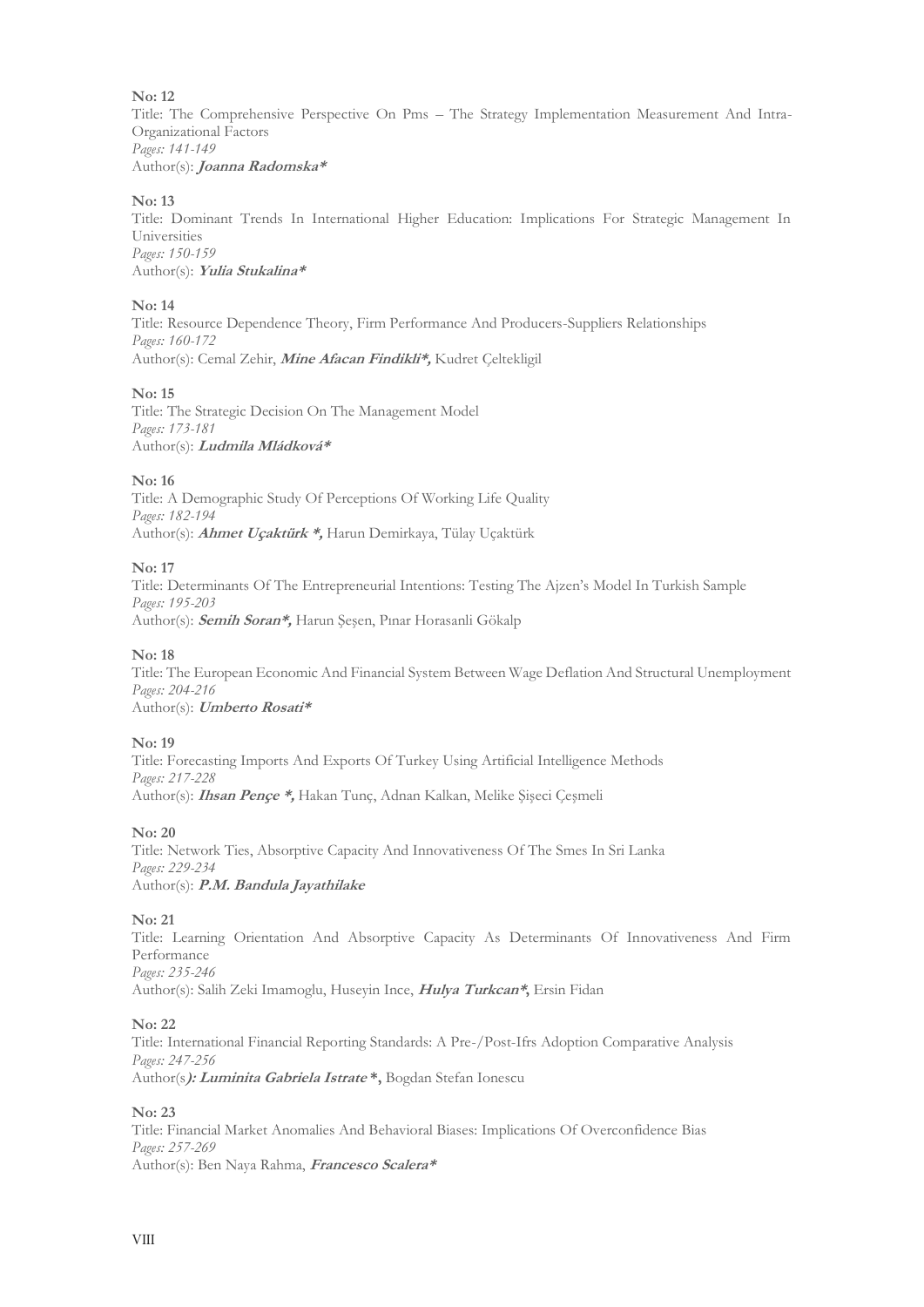**No: 12**
Title: The Comprehensive Perspective On Pms – The Strategy Implementation Measurement And Intra-Organizational Factors
*Pages: 141-149*
Author(s): ***Joanna Radomska****

**No: 13**
Title: Dominant Trends In International Higher Education: Implications For Strategic Management In Universities
*Pages: 150-159*
Author(s): ***Yulia Stukalina****

**No: 14**
Title: Resource Dependence Theory, Firm Performance And Producers-Suppliers Relationships
*Pages: 160-172*
Author(s): Cemal Zehir, ***Mine Afacan Findikli*,*** Kudret Çeltekligil

**No: 15**
Title: The Strategic Decision On The Management Model
*Pages: 173-181*
Author(s): ***Ludmila Mládková****

**No: 16**
Title: A Demographic Study Of Perceptions Of Working Life Quality
*Pages: 182-194*
Author(s): ***Ahmet Uçaktürk *,*** Harun Demirkaya, Tülay Uçaktürk

**No: 17**
Title: Determinants Of The Entrepreneurial Intentions: Testing The Ajzen's Model In Turkish Sample
*Pages: 195-203*
Author(s): ***Semih Soran*,*** Harun Şeşen, Pınar Horasanli Gökalp

**No: 18**
Title: The European Economic And Financial System Between Wage Deflation And Structural Unemployment
*Pages: 204-216*
Author(s): ***Umberto Rosati****

**No: 19**
Title: Forecasting Imports And Exports Of Turkey Using Artificial Intelligence Methods
*Pages: 217-228*
Author(s): ***Ihsan Pençe *,*** Hakan Tunç, Adnan Kalkan, Melike Şişeci Çeşmeli

**No: 20**
Title: Network Ties, Absorptive Capacity And Innovativeness Of The Smes In Sri Lanka
*Pages: 229-234*
Author(s): ***P.M. Bandula Jayathilake***

**No: 21**
Title: Learning Orientation And Absorptive Capacity As Determinants Of Innovativeness And Firm Performance
*Pages: 235-246*
Author(s): Salih Zeki Imamoglu, Huseyin Ince, ***Hulya Turkcan*,*** Ersin Fidan

**No: 22**
Title: International Financial Reporting Standards: A Pre-/Post-Ifrs Adoption Comparative Analysis
*Pages: 247-256*
Author(s***): Luminita Gabriela Istrate *,*** Bogdan Stefan Ionescu

**No: 23**
Title: Financial Market Anomalies And Behavioral Biases: Implications Of Overconfidence Bias
*Pages: 257-269*
Author(s): Ben Naya Rahma, ***Francesco Scalera****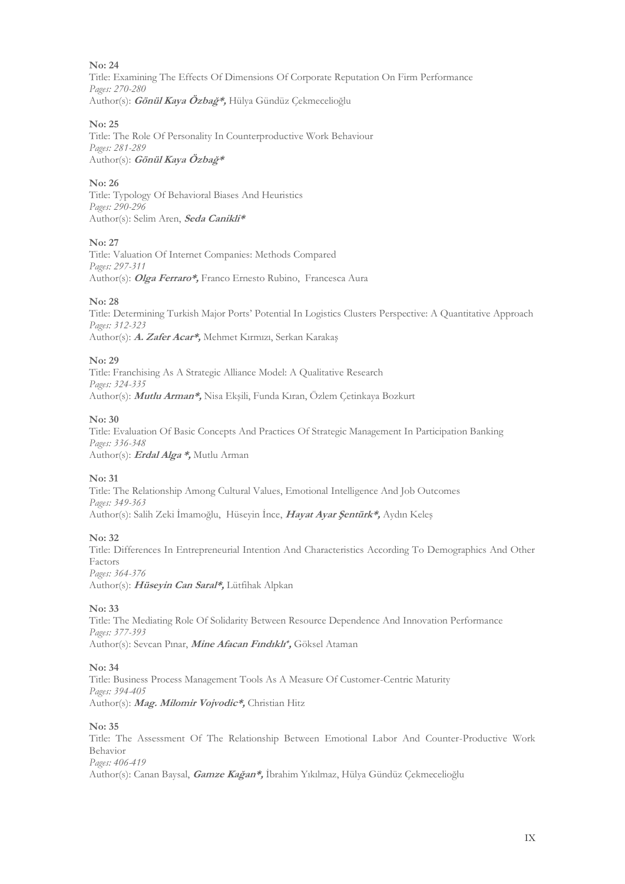**No: 24**
Title: Examining The Effects Of Dimensions Of Corporate Reputation On Firm Performance
*Pages: 270-280*
Author(s): ***Gönül Kaya Özbağ*,*** Hülya Gündüz Çekmecelioğlu

**No: 25**
Title: The Role Of Personality In Counterproductive Work Behaviour
*Pages: 281-289*
Author(s): ***Gönül Kaya Özbağ****

**No: 26**
Title: Typology Of Behavioral Biases And Heuristics
*Pages: 290-296*
Author(s): Selim Aren, ***Seda Canikli****

**No: 27**
Title: Valuation Of Internet Companies: Methods Compared
*Pages: 297-311*
Author(s): ***Olga Ferraro*,*** Franco Ernesto Rubino, Francesca Aura

**No: 28**
Title: Determining Turkish Major Ports' Potential In Logistics Clusters Perspective: A Quantitative Approach
*Pages: 312-323*
Author(s): ***A. Zafer Acar*,*** Mehmet Kırmızı, Serkan Karakaş

**No: 29**
Title: Franchising As A Strategic Alliance Model: A Qualitative Research
*Pages: 324-335*
Author(s): ***Mutlu Arman*,*** Nisa Ekşili, Funda Kıran, Özlem Çetinkaya Bozkurt

**No: 30**
Title: Evaluation Of Basic Concepts And Practices Of Strategic Management In Participation Banking
*Pages: 336-348*
Author(s): ***Erdal Alga *,*** Mutlu Arman

**No: 31**
Title: The Relationship Among Cultural Values, Emotional Intelligence And Job Outcomes
*Pages: 349-363*
Author(s): Salih Zeki İmamoğlu, Hüseyin İnce, ***Hayat Ayar Şentürk*,*** Aydın Keleş

**No: 32**
Title: Differences In Entrepreneurial Intention And Characteristics According To Demographics And Other Factors
*Pages: 364-376*
Author(s): ***Hüseyin Can Saral*,*** Lütfihak Alpkan

**No: 33**
Title: The Mediating Role Of Solidarity Between Resource Dependence And Innovation Performance
*Pages: 377-393*
Author(s): Sevcan Pınar, ***Mine Afacan Fındıklı*,*** Göksel Ataman

**No: 34**
Title: Business Process Management Tools As A Measure Of Customer-Centric Maturity
*Pages: 394-405*
Author(s): ***Mag. Milomir Vojvodic*,*** Christian Hitz

**No: 35**
Title: The Assessment Of The Relationship Between Emotional Labor And Counter-Productive Work Behavior
*Pages: 406-419*
Author(s): Canan Baysal, ***Gamze Kağan*,*** İbrahim Yıkılmaz, Hülya Gündüz Çekmecelioğlu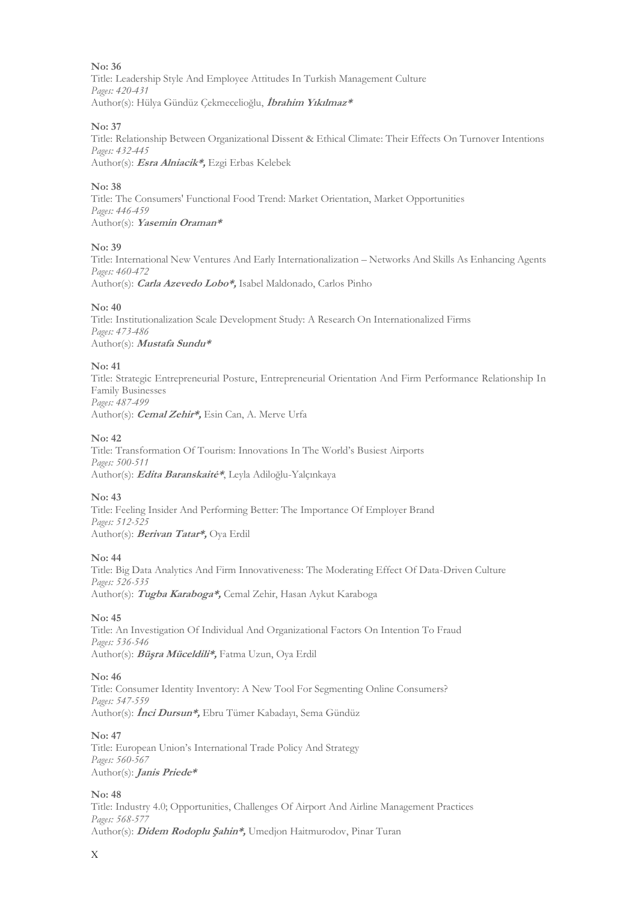**No: 36**
Title: Leadership Style And Employee Attitudes In Turkish Management Culture
*Pages: 420-431*
Author(s): Hülya Gündüz Çekmecelioğlu, ***İbrahim Yıkılmaz****

**No: 37**
Title: Relationship Between Organizational Dissent & Ethical Climate: Their Effects On Turnover Intentions
*Pages: 432-445*
Author(s): ***Esra Alniacik*,*** Ezgi Erbas Kelebek

**No: 38**
Title: The Consumers' Functional Food Trend: Market Orientation, Market Opportunities
*Pages: 446-459*
Author(s): ***Yasemin Oraman****

**No: 39**
Title: International New Ventures And Early Internationalization – Networks And Skills As Enhancing Agents
*Pages: 460-472*
Author(s): ***Carla Azevedo Lobo*,*** Isabel Maldonado, Carlos Pinho

**No: 40**
Title: Institutionalization Scale Development Study: A Research On Internationalized Firms
*Pages: 473-486*
Author(s): ***Mustafa Sundu****

**No: 41**
Title: Strategic Entrepreneurial Posture, Entrepreneurial Orientation And Firm Performance Relationship In Family Businesses
*Pages: 487-499*
Author(s): ***Cemal Zehir*,*** Esin Can, A. Merve Urfa

**No: 42**
Title: Transformation Of Tourism: Innovations In The World's Busiest Airports
*Pages: 500-511*
Author(s): ***Edita Baranskaitė****, Leyla Adiloğlu-Yalçınkaya

**No: 43**
Title: Feeling Insider And Performing Better: The Importance Of Employer Brand
*Pages: 512-525*
Author(s): ***Berivan Tatar*,*** Oya Erdil

**No: 44**
Title: Big Data Analytics And Firm Innovativeness: The Moderating Effect Of Data-Driven Culture
*Pages: 526-535*
Author(s): ***Tugba Karaboga*,*** Cemal Zehir, Hasan Aykut Karaboga

**No: 45**
Title: An Investigation Of Individual And Organizational Factors On Intention To Fraud
*Pages: 536-546*
Author(s): ***Büşra Müceldili*,*** Fatma Uzun, Oya Erdil

**No: 46**
Title: Consumer Identity Inventory: A New Tool For Segmenting Online Consumers?
*Pages: 547-559*
Author(s): ***İnci Dursun*,*** Ebru Tümer Kabadayı, Sema Gündüz

**No: 47**
Title: European Union's International Trade Policy And Strategy
*Pages: 560-567*
Author(s): ***Janis Priede****

**No: 48**
Title: Industry 4.0; Opportunities, Challenges Of Airport And Airline Management Practices
*Pages: 568-577*
Author(s): ***Didem Rodoplu Şahin*,*** Umedjon Haitmurodov, Pinar Turan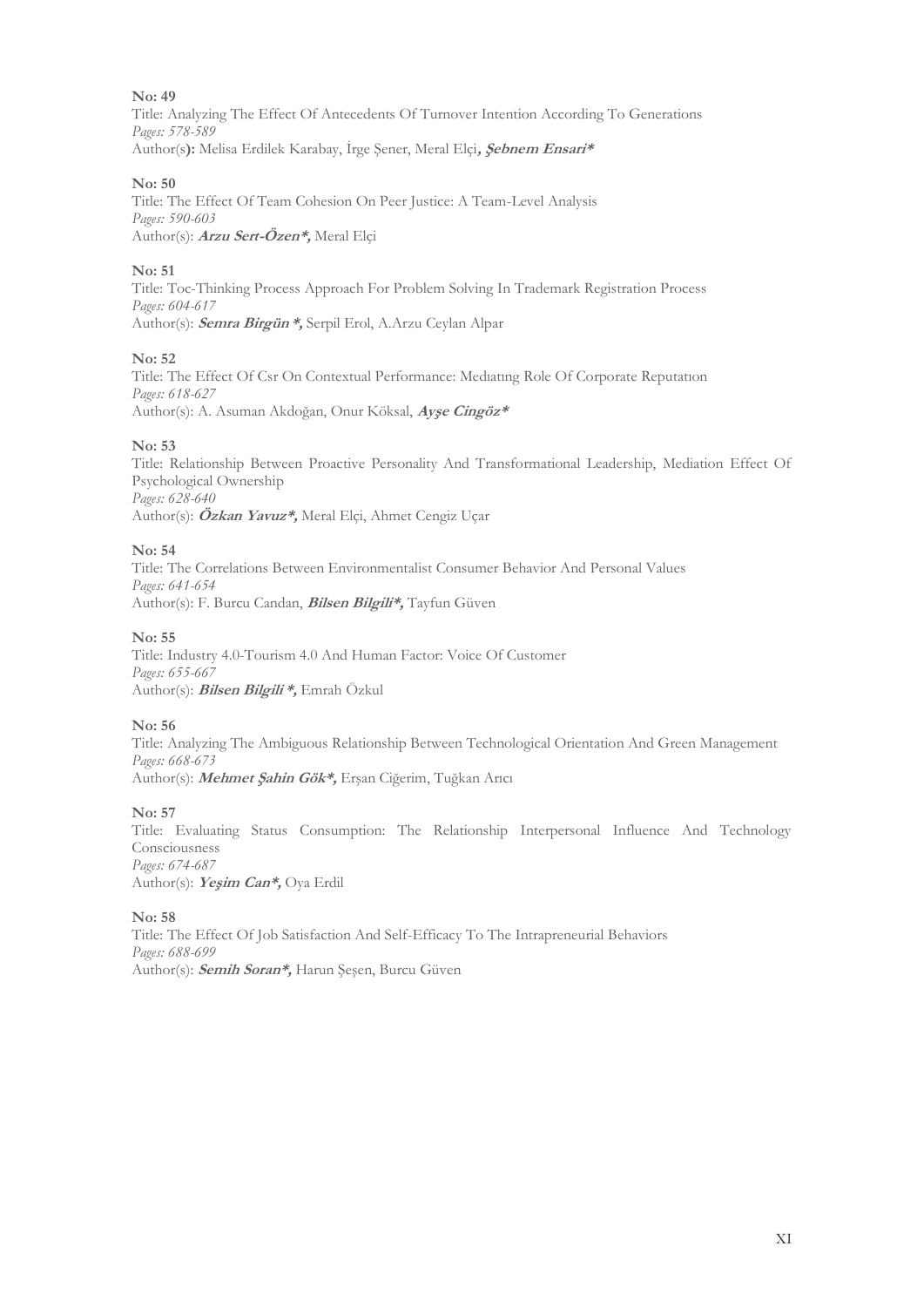**No: 49**
Title: Analyzing The Effect Of Antecedents Of Turnover Intention According To Generations
*Pages: 578-589*
Author(s)**:** Melisa Erdilek Karabay, İrge Şener, Meral Elçi**, *Şebnem Ensari****

**No: 50**
Title: The Effect Of Team Cohesion On Peer Justice: A Team-Level Analysis
*Pages: 590-603*
Author(s): ***Arzu Sert-Özen*,*** Meral Elçi

**No: 51**
Title: Toc-Thinking Process Approach For Problem Solving In Trademark Registration Process
*Pages: 604-617*
Author(s): ***Semra Birgün *,*** Serpil Erol, A.Arzu Ceylan Alpar

**No: 52**
Title: The Effect Of Csr On Contextual Performance: Mediatıng Role Of Corporate Reputatıon
*Pages: 618-627*
Author(s): A. Asuman Akdoğan, Onur Köksal, ***Ayşe Cingöz****

**No: 53**
Title: Relationship Between Proactive Personality And Transformational Leadership, Mediation Effect Of Psychological Ownership
*Pages: 628-640*
Author(s): ***Özkan Yavuz*,*** Meral Elçi, Ahmet Cengiz Uçar

**No: 54**
Title: The Correlations Between Environmentalist Consumer Behavior And Personal Values
*Pages: 641-654*
Author(s): F. Burcu Candan, ***Bilsen Bilgili*,*** Tayfun Güven

**No: 55**
Title: Industry 4.0-Tourism 4.0 And Human Factor: Voice Of Customer
*Pages: 655-667*
Author(s): ***Bilsen Bilgili *,*** Emrah Özkul

**No: 56**
Title: Analyzing The Ambiguous Relationship Between Technological Orientation And Green Management
*Pages: 668-673*
Author(s): ***Mehmet Şahin Gök*,*** Erşan Ciğerim, Tuğkan Arıcı

**No: 57**
Title: Evaluating Status Consumption: The Relationship Interpersonal Influence And Technology Consciousness
*Pages: 674-687*
Author(s): ***Yeşim Can*,*** Oya Erdil

**No: 58**
Title: The Effect Of Job Satisfaction And Self-Efficacy To The Intrapreneurial Behaviors
*Pages: 688-699*
Author(s): ***Semih Soran*,*** Harun Şeşen, Burcu Güven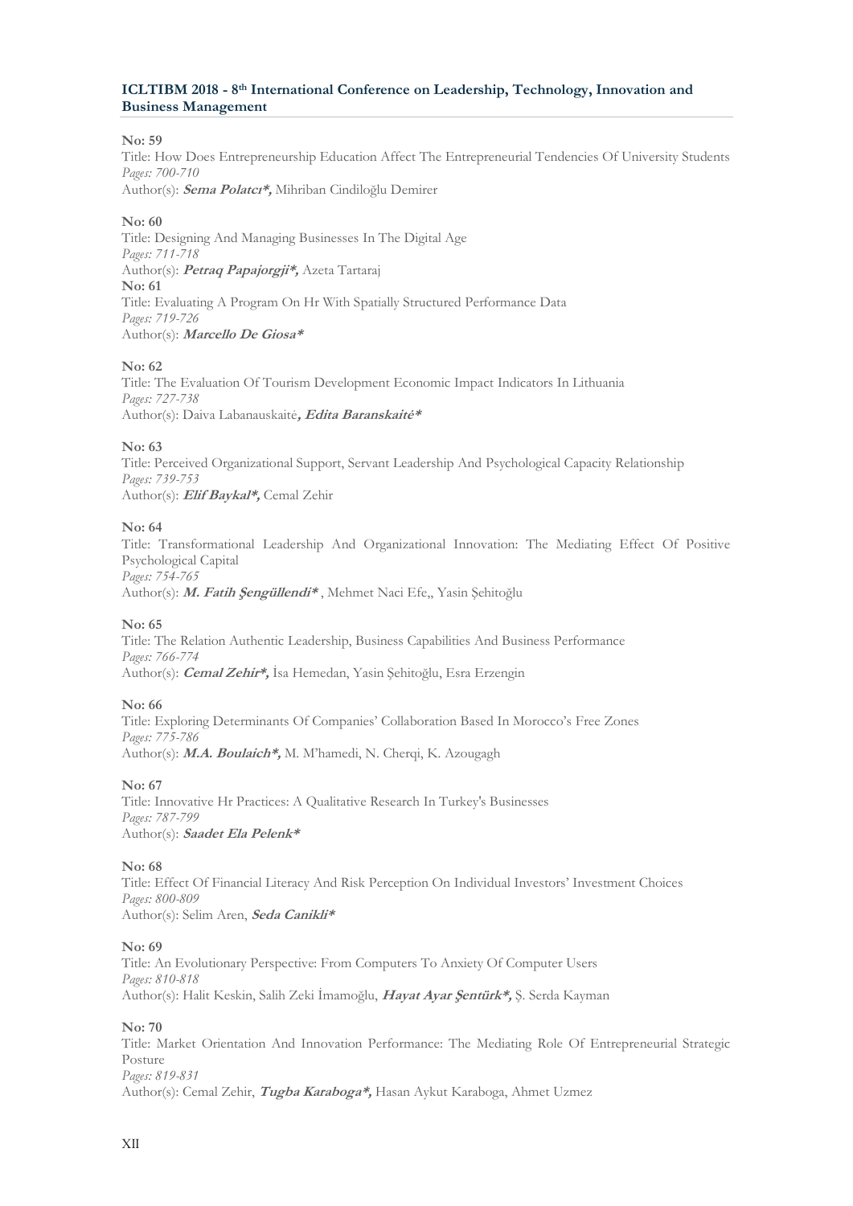**No: 59**
Title: How Does Entrepreneurship Education Affect The Entrepreneurial Tendencies Of University Students
*Pages: 700-710*
Author(s): ***Sema Polatcı*,*** Mihriban Cindiloğlu Demirer

**No: 60**
Title: Designing And Managing Businesses In The Digital Age
*Pages: 711-718*
Author(s): ***Petraq Papajorgji*,*** Azeta Tartaraj

**No: 61**
Title: Evaluating A Program On Hr With Spatially Structured Performance Data
*Pages: 719-726*
Author(s): ***Marcello De Giosa****

**No: 62**
Title: The Evaluation Of Tourism Development Economic Impact Indicators In Lithuania
*Pages: 727-738*
Author(s): Daiva Labanauskaitė***, Edita Baranskaitė****

**No: 63**
Title: Perceived Organizational Support, Servant Leadership And Psychological Capacity Relationship
*Pages: 739-753*
Author(s): ***Elif Baykal*,*** Cemal Zehir

**No: 64**
Title: Transformational Leadership And Organizational Innovation: The Mediating Effect Of Positive Psychological Capital
*Pages: 754-765*
Author(s): ***M. Fatih Şengüllendi**** , Mehmet Naci Efe,, Yasin Şehitoğlu

**No: 65**
Title: The Relation Authentic Leadership, Business Capabilities And Business Performance
*Pages: 766-774*
Author(s): ***Cemal Zehir*,*** İsa Hemedan, Yasin Şehitoğlu, Esra Erzengin

**No: 66**
Title: Exploring Determinants Of Companies' Collaboration Based In Morocco's Free Zones
*Pages: 775-786*
Author(s): ***M.A. Boulaich*,*** M. M'hamedi, N. Cherqi, K. Azougagh

**No: 67**
Title: Innovative Hr Practices: A Qualitative Research In Turkey's Businesses
*Pages: 787-799*
Author(s): ***Saadet Ela Pelenk****

**No: 68**
Title: Effect Of Financial Literacy And Risk Perception On Individual Investors' Investment Choices
*Pages: 800-809*
Author(s): Selim Aren, ***Seda Canikli****

**No: 69**
Title: An Evolutionary Perspective: From Computers To Anxiety Of Computer Users
*Pages: 810-818*
Author(s): Halit Keskin, Salih Zeki İmamoğlu, ***Hayat Ayar Şentürk*,*** Ş. Serda Kayman

**No: 70**
Title: Market Orientation And Innovation Performance: The Mediating Role Of Entrepreneurial Strategic Posture
*Pages: 819-831*
Author(s): Cemal Zehir, ***Tugba Karaboga*,*** Hasan Aykut Karaboga, Ahmet Uzmez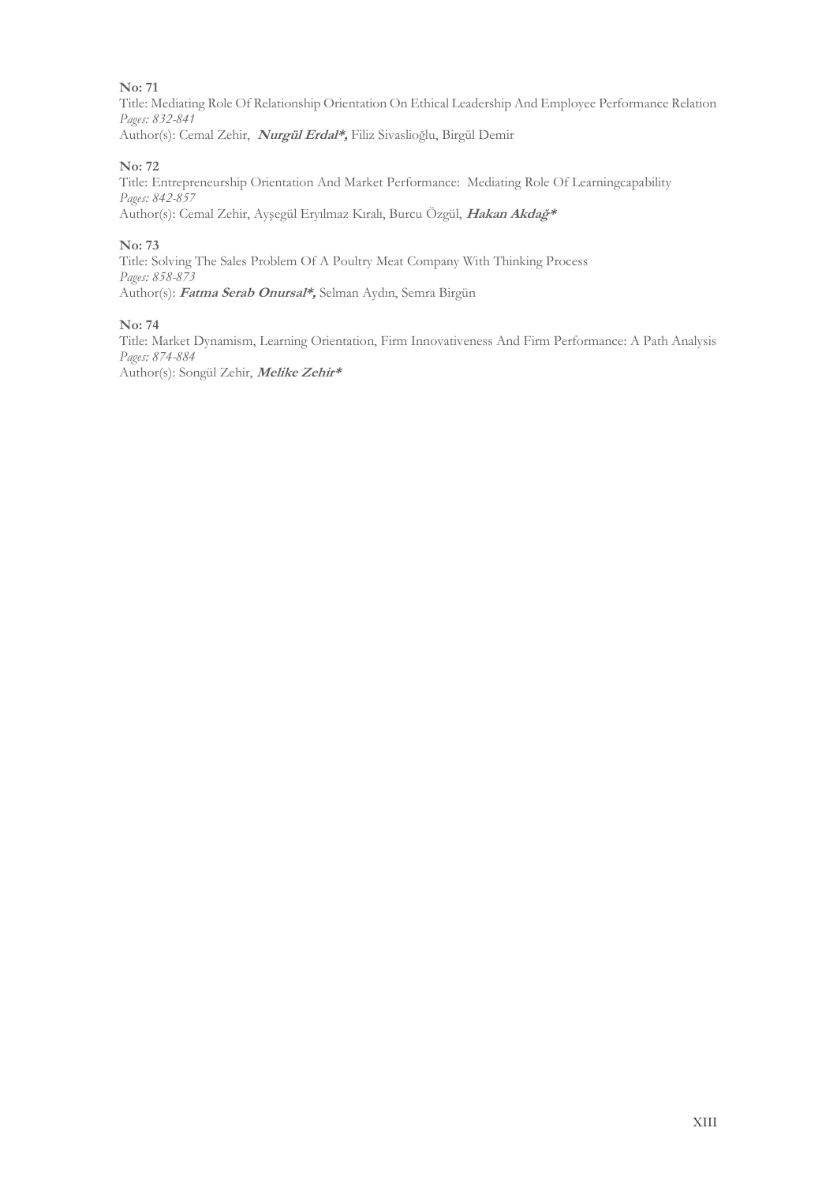**No: 71**
Title: Mediating Role Of Relationship Orientation On Ethical Leadership And Employee Performance Relation
*Pages: 832-841*
Author(s): Cemal Zehir, ***Nurgül Erdal*,*** Filiz Sivaslioğlu, Birgül Demir

**No: 72**
Title: Entrepreneurship Orientation And Market Performance: Mediating Role Of Learningcapability
*Pages: 842-857*
Author(s): Cemal Zehir, Ayşegül Eryılmaz Kıralı, Burcu Özgül, ***Hakan Akdağ****

**No: 73**
Title: Solving The Sales Problem Of A Poultry Meat Company With Thinking Process
*Pages: 858-873*
Author(s): ***Fatma Serab Onursal*,*** Selman Aydın, Semra Birgün

**No: 74**
Title: Market Dynamism, Learning Orientation, Firm Innovativeness And Firm Performance: A Path Analysis
*Pages: 874-884*
Author(s): Songül Zehir, ***Melike Zehir****